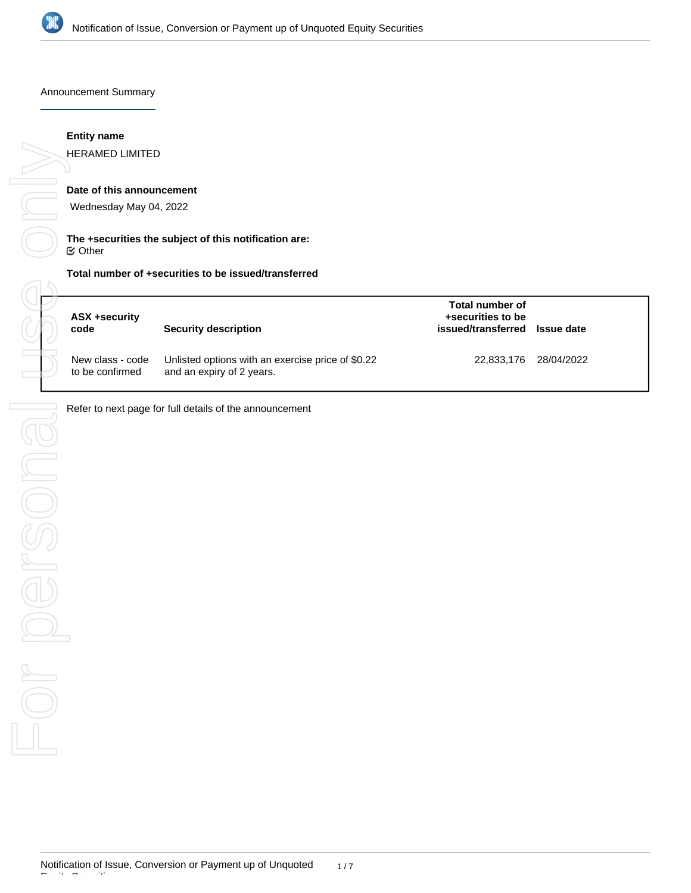Announcement Summary

**Entity name**

HERAMED LIMITED

**Date of this announcement**

Wednesday May 04, 2022

**The +securities the subject of this notification are:**

☑ Other

**Total number of +securities to be issued/transferred**

| ASX +security code | Security description | Total number of +securities to be issued/transferred | Issue date |
|---|---|---|---|
| New class - code to be confirmed | Unlisted options with an exercise price of $0.22 and an expiry of 2 years. | 22,833,176 | 28/04/2022 |

Refer to next page for full details of the announcement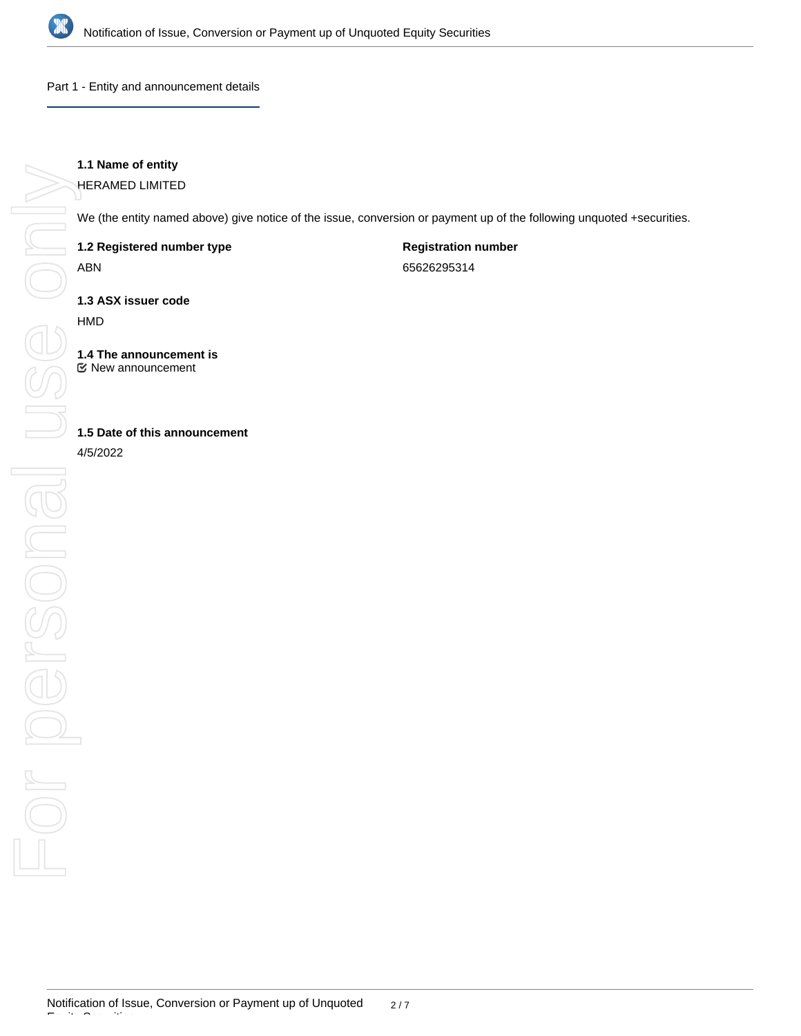## Part 1 - Entity and announcement details

**1.1 Name of entity**

HERAMED LIMITED

We (the entity named above) give notice of the issue, conversion or payment up of the following unquoted +securities.

**1.2 Registered number type**

ABN

**Registration number**

65626295314

**1.3 ASX issuer code**

HMD

**1.4 The announcement is**

☑ New announcement

**1.5 Date of this announcement**

4/5/2022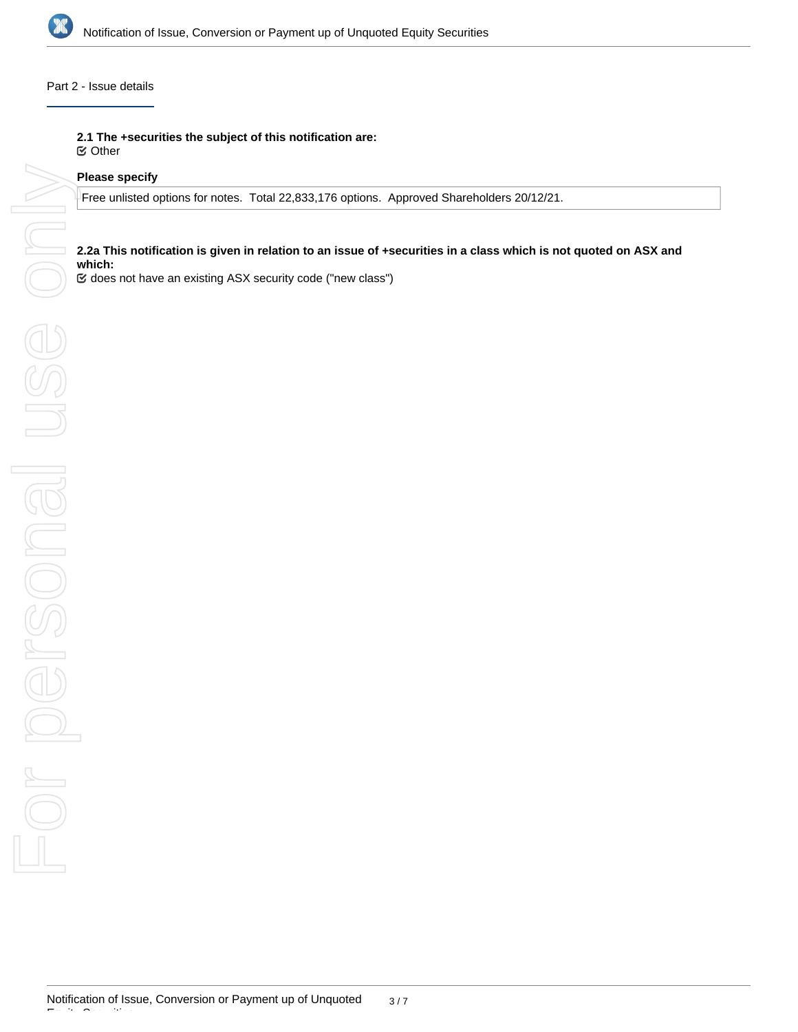## Part 2 - Issue details

**2.1 The +securities the subject of this notification are:**

☑ Other

**Please specify**

Free unlisted options for notes. Total 22,833,176 options. Approved Shareholders 20/12/21.

**2.2a This notification is given in relation to an issue of +securities in a class which is not quoted on ASX and which:**

☑ does not have an existing ASX security code ("new class")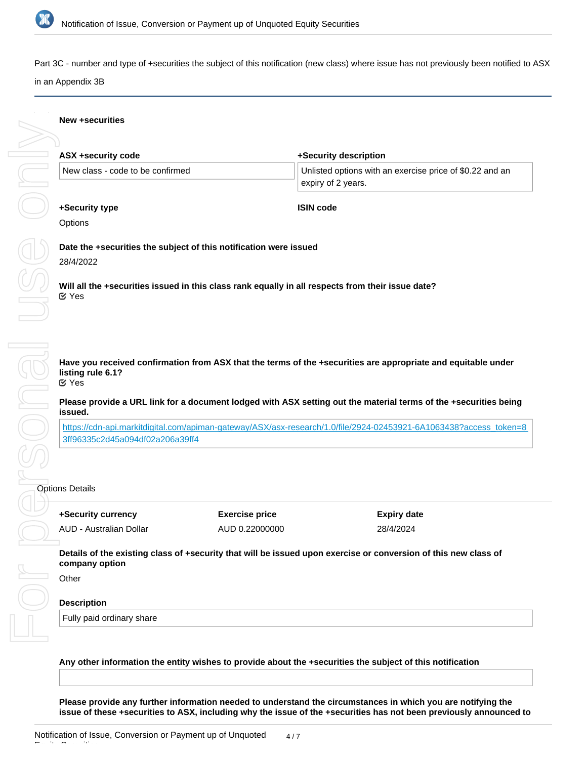Part 3C - number and type of +securities the subject of this notification (new class) where issue has not previously been notified to ASX in an Appendix 3B

**New +securities**

| ASX +security code | +Security description |
|---|---|
| New class - code to be confirmed | Unlisted options with an exercise price of $0.22 and an expiry of 2 years. |

**+Security type**

Options

**ISIN code**

**Date the +securities the subject of this notification were issued**

28/4/2022

**Will all the +securities issued in this class rank equally in all respects from their issue date?**

Yes

**Have you received confirmation from ASX that the terms of the +securities are appropriate and equitable under listing rule 6.1?**

Yes

**Please provide a URL link for a document lodged with ASX setting out the material terms of the +securities being issued.**

https://cdn-api.markitdigital.com/apiman-gateway/ASX/asx-research/1.0/file/2924-02453921-6A1063438?access_token=83ff96335c2d45a094df02a206a39ff4

Options Details

| +Security currency | Exercise price | Expiry date |
|---|---|---|
| AUD - Australian Dollar | AUD 0.22000000 | 28/4/2024 |

**Details of the existing class of +security that will be issued upon exercise or conversion of this new class of company option**

Other

**Description**

Fully paid ordinary share

**Any other information the entity wishes to provide about the +securities the subject of this notification**

**Please provide any further information needed to understand the circumstances in which you are notifying the issue of these +securities to ASX, including why the issue of the +securities has not been previously announced to**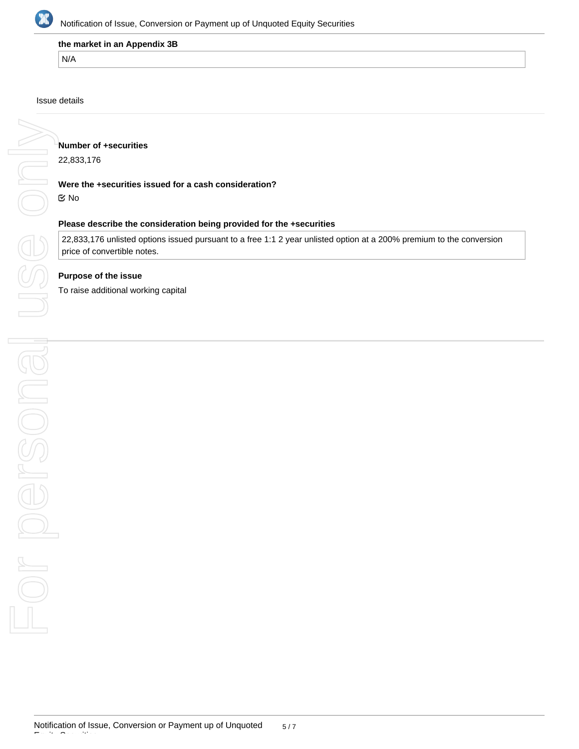**the market in an Appendix 3B**

N/A

Issue details

**Number of +securities**

22,833,176

**Were the +securities issued for a cash consideration?**

☑ No

**Please describe the consideration being provided for the +securities**

22,833,176 unlisted options issued pursuant to a free 1:1 2 year unlisted option at a 200% premium to the conversion price of convertible notes.

**Purpose of the issue**

To raise additional working capital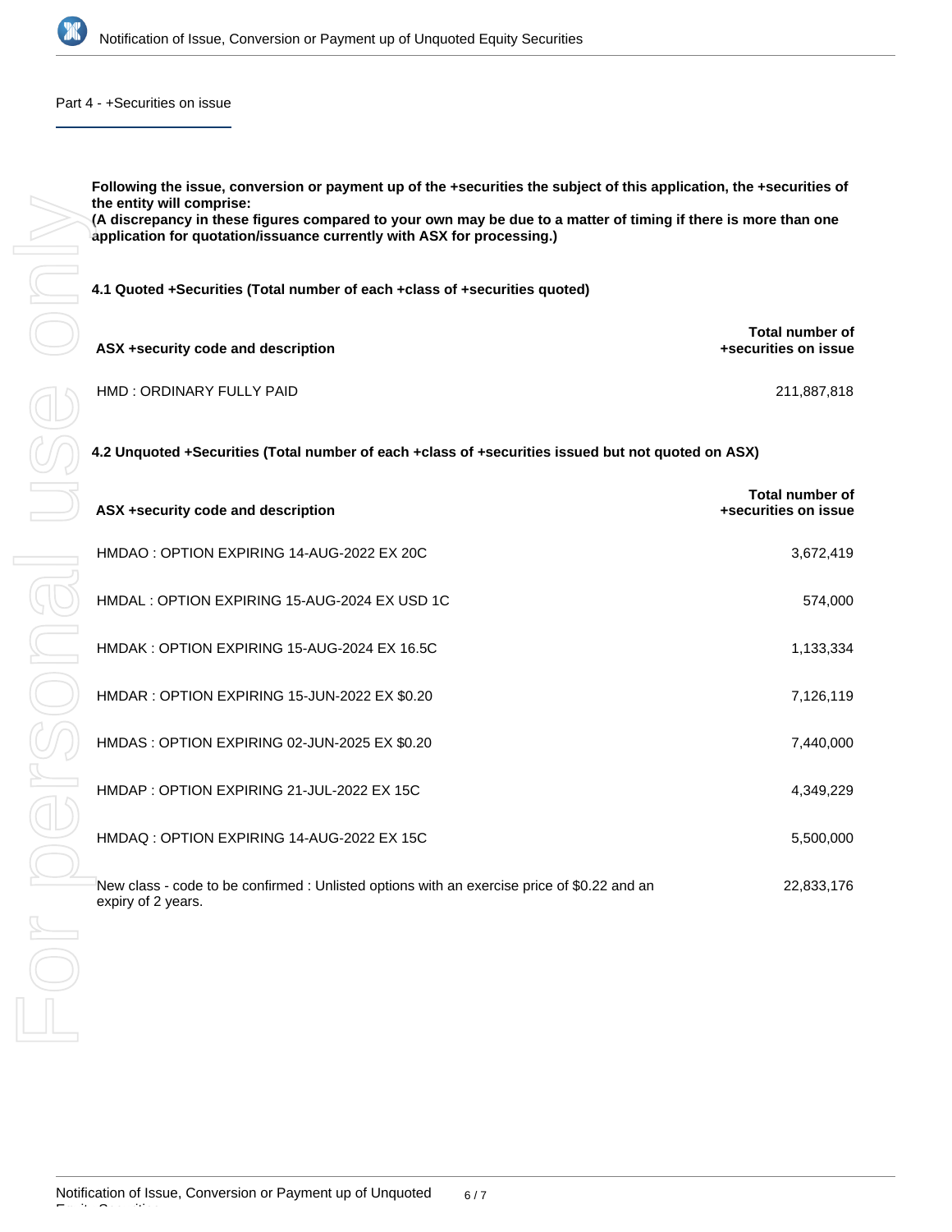## Part 4 - +Securities on issue

**Following the issue, conversion or payment up of the +securities the subject of this application, the +securities of the entity will comprise:**
**(A discrepancy in these figures compared to your own may be due to a matter of timing if there is more than one application for quotation/issuance currently with ASX for processing.)**

**4.1 Quoted +Securities (Total number of each +class of +securities quoted)**

| ASX +security code and description | Total number of +securities on issue |
|---|---|
| HMD : ORDINARY FULLY PAID | 211,887,818 |

**4.2 Unquoted +Securities (Total number of each +class of +securities issued but not quoted on ASX)**

| ASX +security code and description | Total number of +securities on issue |
|---|---|
| HMDAO : OPTION EXPIRING 14-AUG-2022 EX 20C | 3,672,419 |
| HMDAL : OPTION EXPIRING 15-AUG-2024 EX USD 1C | 574,000 |
| HMDAK : OPTION EXPIRING 15-AUG-2024 EX 16.5C | 1,133,334 |
| HMDAR : OPTION EXPIRING 15-JUN-2022 EX $0.20 | 7,126,119 |
| HMDAS : OPTION EXPIRING 02-JUN-2025 EX $0.20 | 7,440,000 |
| HMDAP : OPTION EXPIRING 21-JUL-2022 EX 15C | 4,349,229 |
| HMDAQ : OPTION EXPIRING 14-AUG-2022 EX 15C | 5,500,000 |
| New class - code to be confirmed : Unlisted options with an exercise price of $0.22 and an expiry of 2 years. | 22,833,176 |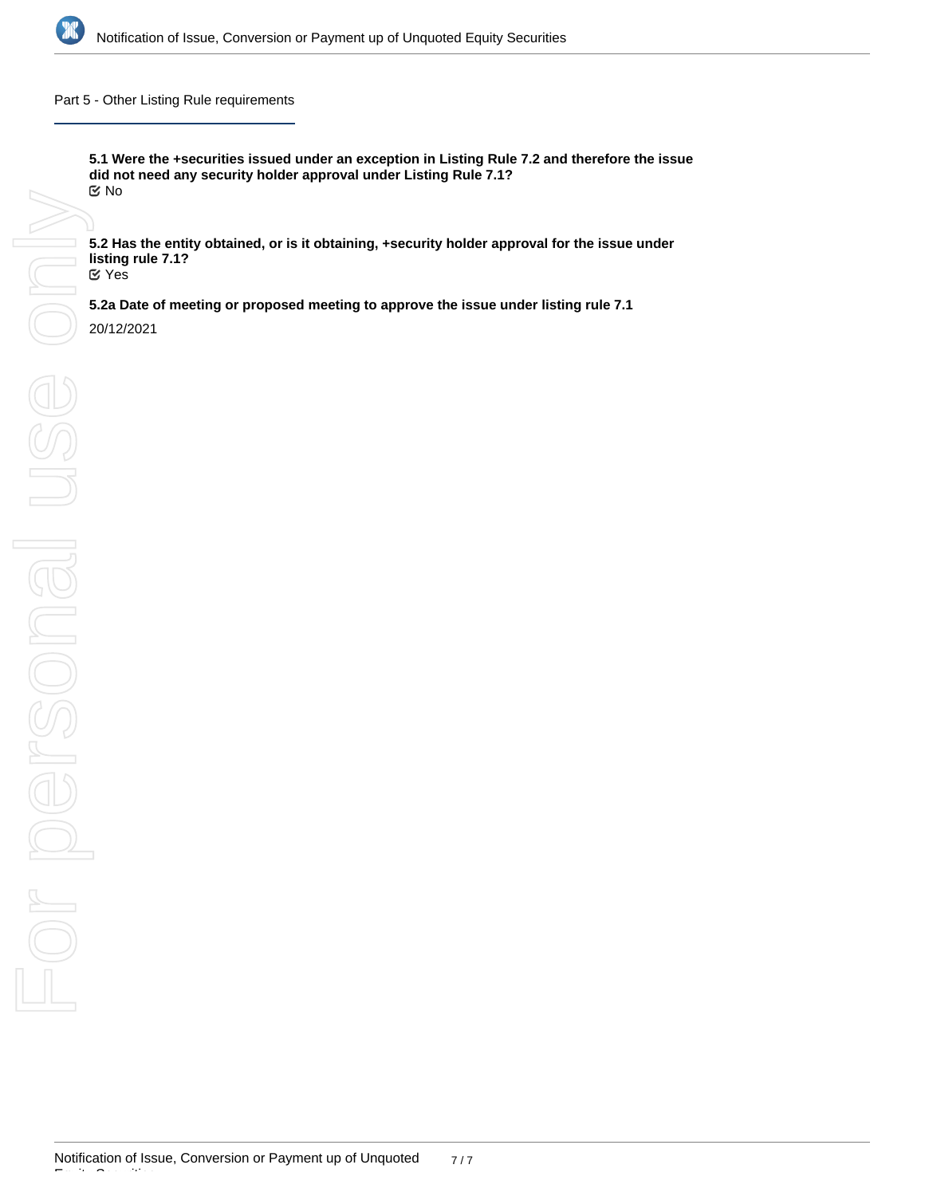## Part 5 - Other Listing Rule requirements

**5.1 Were the +securities issued under an exception in Listing Rule 7.2 and therefore the issue did not need any security holder approval under Listing Rule 7.1?**

☑ No

**5.2 Has the entity obtained, or is it obtaining, +security holder approval for the issue under listing rule 7.1?**

☑ Yes

**5.2a Date of meeting or proposed meeting to approve the issue under listing rule 7.1**

20/12/2021